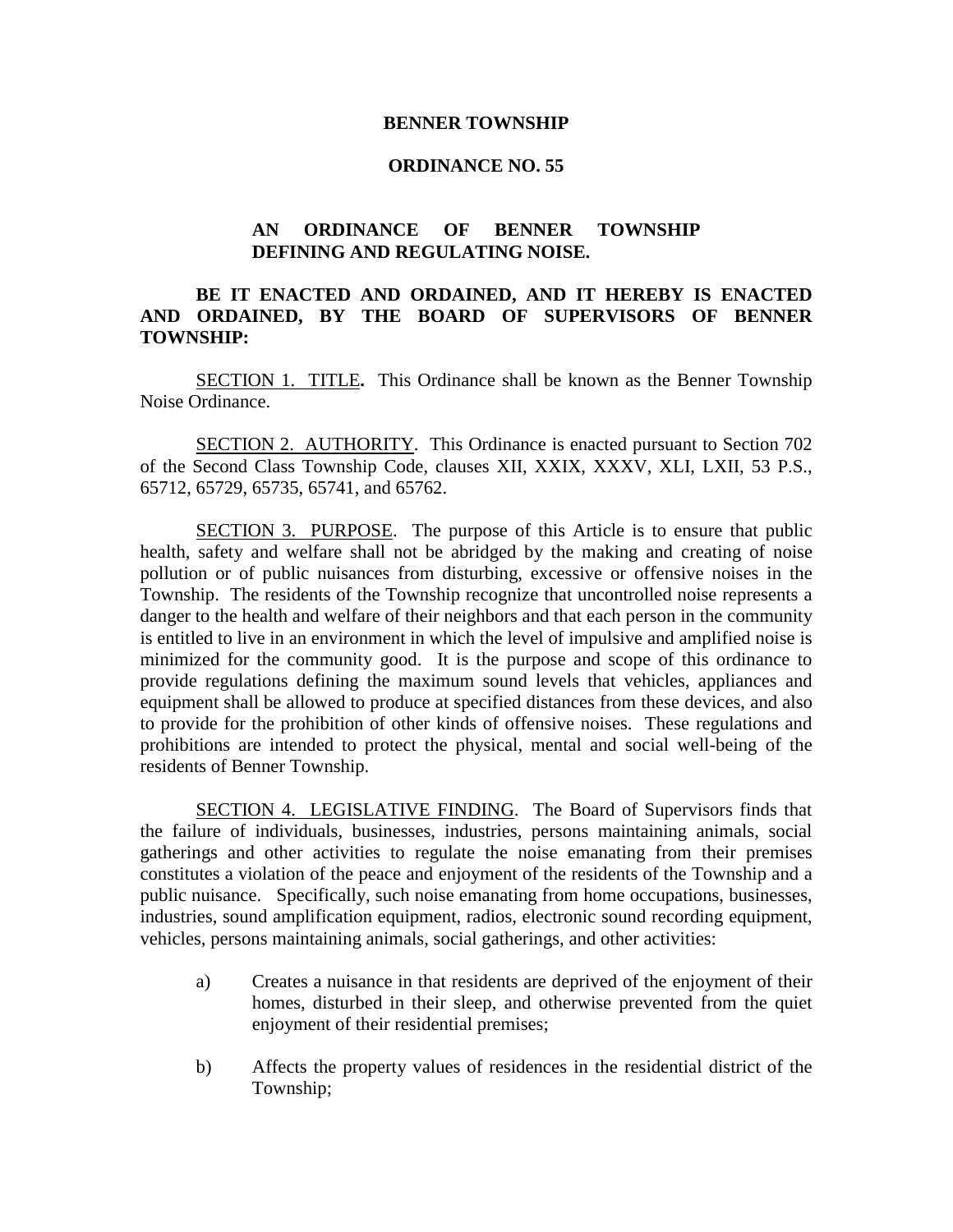**BENNER TOWNSHIP**

**ORDINANCE NO. 55**

**AN ORDINANCE OF BENNER TOWNSHIP DEFINING AND REGULATING NOISE.**

**BE IT ENACTED AND ORDAINED, AND IT HEREBY IS ENACTED AND ORDAINED, BY THE BOARD OF SUPERVISORS OF BENNER TOWNSHIP:**

SECTION 1. TITLE**.** This Ordinance shall be known as the Benner Township Noise Ordinance.

SECTION 2. AUTHORITY. This Ordinance is enacted pursuant to Section 702 of the Second Class Township Code, clauses XII, XXIX, XXXV, XLI, LXII, 53 P.S., 65712, 65729, 65735, 65741, and 65762.

SECTION 3. PURPOSE. The purpose of this Article is to ensure that public health, safety and welfare shall not be abridged by the making and creating of noise pollution or of public nuisances from disturbing, excessive or offensive noises in the Township. The residents of the Township recognize that uncontrolled noise represents a danger to the health and welfare of their neighbors and that each person in the community is entitled to live in an environment in which the level of impulsive and amplified noise is minimized for the community good. It is the purpose and scope of this ordinance to provide regulations defining the maximum sound levels that vehicles, appliances and equipment shall be allowed to produce at specified distances from these devices, and also to provide for the prohibition of other kinds of offensive noises. These regulations and prohibitions are intended to protect the physical, mental and social well-being of the residents of Benner Township.

SECTION 4. LEGISLATIVE FINDING. The Board of Supervisors finds that the failure of individuals, businesses, industries, persons maintaining animals, social gatherings and other activities to regulate the noise emanating from their premises constitutes a violation of the peace and enjoyment of the residents of the Township and a public nuisance. Specifically, such noise emanating from home occupations, businesses, industries, sound amplification equipment, radios, electronic sound recording equipment, vehicles, persons maintaining animals, social gatherings, and other activities:

a) Creates a nuisance in that residents are deprived of the enjoyment of their homes, disturbed in their sleep, and otherwise prevented from the quiet enjoyment of their residential premises;

b) Affects the property values of residences in the residential district of the Township;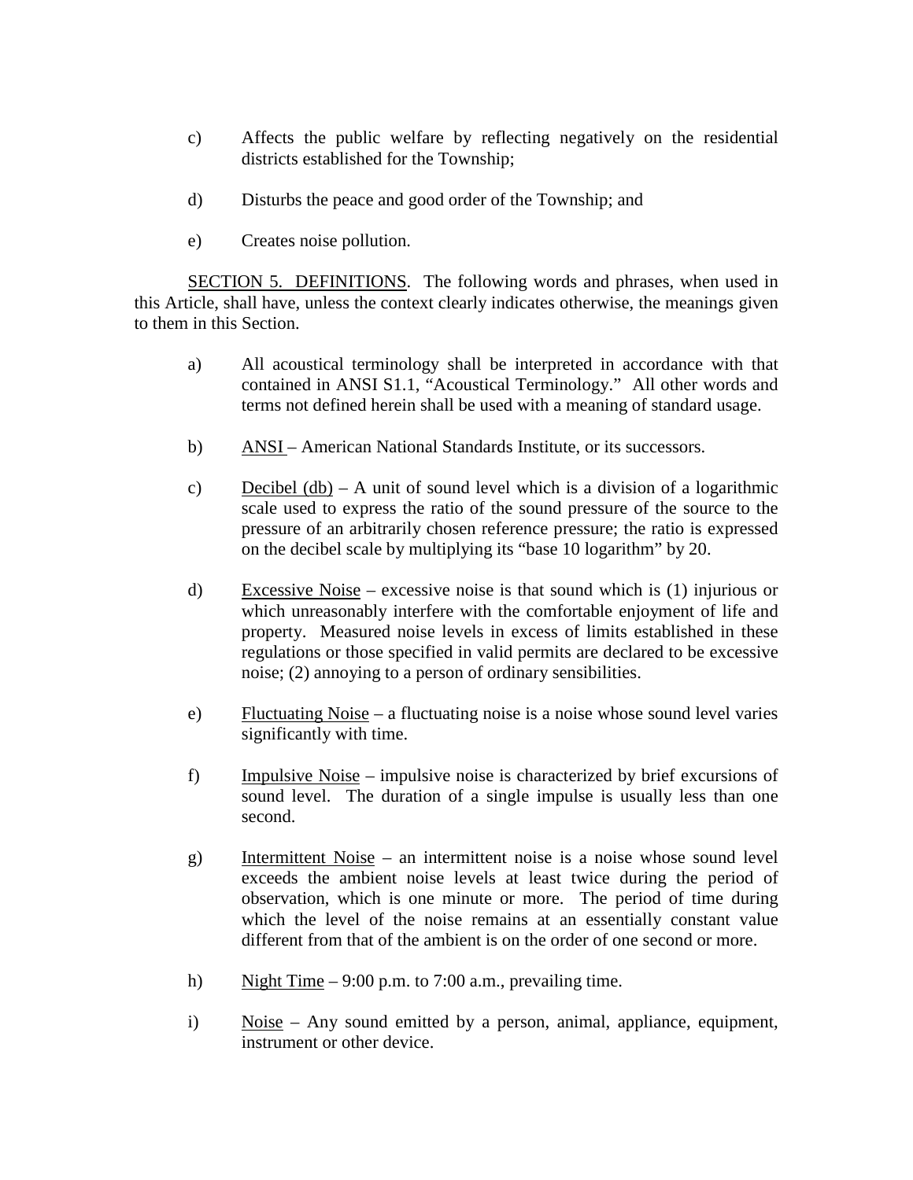c) Affects the public welfare by reflecting negatively on the residential districts established for the Township;

d) Disturbs the peace and good order of the Township; and

e) Creates noise pollution.

<u>SECTION 5. DEFINITIONS</u>. The following words and phrases, when used in this Article, shall have, unless the context clearly indicates otherwise, the meanings given to them in this Section.

a) All acoustical terminology shall be interpreted in accordance with that contained in ANSI S1.1, "Acoustical Terminology." All other words and terms not defined herein shall be used with a meaning of standard usage.

b) <u>ANSI</u> – American National Standards Institute, or its successors.

c) <u>Decibel (db)</u> – A unit of sound level which is a division of a logarithmic scale used to express the ratio of the sound pressure of the source to the pressure of an arbitrarily chosen reference pressure; the ratio is expressed on the decibel scale by multiplying its "base 10 logarithm" by 20.

d) <u>Excessive Noise</u> – excessive noise is that sound which is (1) injurious or which unreasonably interfere with the comfortable enjoyment of life and property. Measured noise levels in excess of limits established in these regulations or those specified in valid permits are declared to be excessive noise; (2) annoying to a person of ordinary sensibilities.

e) <u>Fluctuating Noise</u> – a fluctuating noise is a noise whose sound level varies significantly with time.

f) <u>Impulsive Noise</u> – impulsive noise is characterized by brief excursions of sound level. The duration of a single impulse is usually less than one second.

g) <u>Intermittent Noise</u> – an intermittent noise is a noise whose sound level exceeds the ambient noise levels at least twice during the period of observation, which is one minute or more. The period of time during which the level of the noise remains at an essentially constant value different from that of the ambient is on the order of one second or more.

h) <u>Night Time</u> – 9:00 p.m. to 7:00 a.m., prevailing time.

i) <u>Noise</u> – Any sound emitted by a person, animal, appliance, equipment, instrument or other device.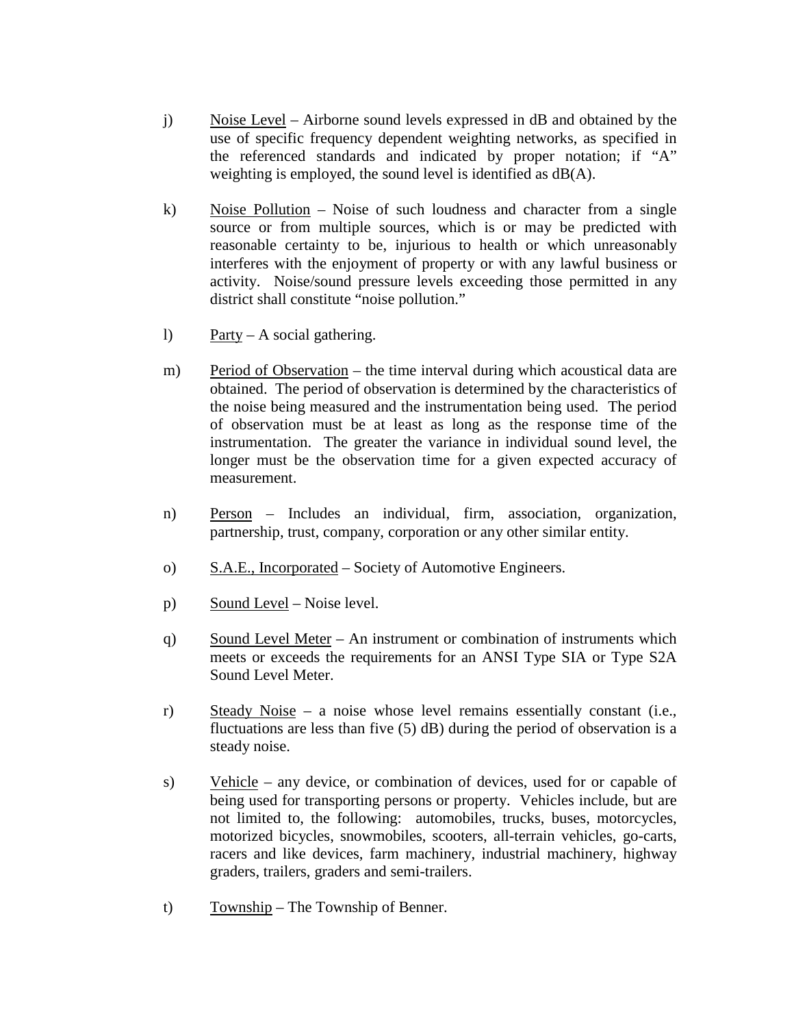j) Noise Level – Airborne sound levels expressed in dB and obtained by the use of specific frequency dependent weighting networks, as specified in the referenced standards and indicated by proper notation; if "A" weighting is employed, the sound level is identified as dB(A).

k) Noise Pollution – Noise of such loudness and character from a single source or from multiple sources, which is or may be predicted with reasonable certainty to be, injurious to health or which unreasonably interferes with the enjoyment of property or with any lawful business or activity. Noise/sound pressure levels exceeding those permitted in any district shall constitute "noise pollution."

l) Party – A social gathering.

m) Period of Observation – the time interval during which acoustical data are obtained. The period of observation is determined by the characteristics of the noise being measured and the instrumentation being used. The period of observation must be at least as long as the response time of the instrumentation. The greater the variance in individual sound level, the longer must be the observation time for a given expected accuracy of measurement.

n) Person – Includes an individual, firm, association, organization, partnership, trust, company, corporation or any other similar entity.

o) S.A.E., Incorporated – Society of Automotive Engineers.

p) Sound Level – Noise level.

q) Sound Level Meter – An instrument or combination of instruments which meets or exceeds the requirements for an ANSI Type SIA or Type S2A Sound Level Meter.

r) Steady Noise – a noise whose level remains essentially constant (i.e., fluctuations are less than five (5) dB) during the period of observation is a steady noise.

s) Vehicle – any device, or combination of devices, used for or capable of being used for transporting persons or property. Vehicles include, but are not limited to, the following: automobiles, trucks, buses, motorcycles, motorized bicycles, snowmobiles, scooters, all-terrain vehicles, go-carts, racers and like devices, farm machinery, industrial machinery, highway graders, trailers, graders and semi-trailers.

t) Township – The Township of Benner.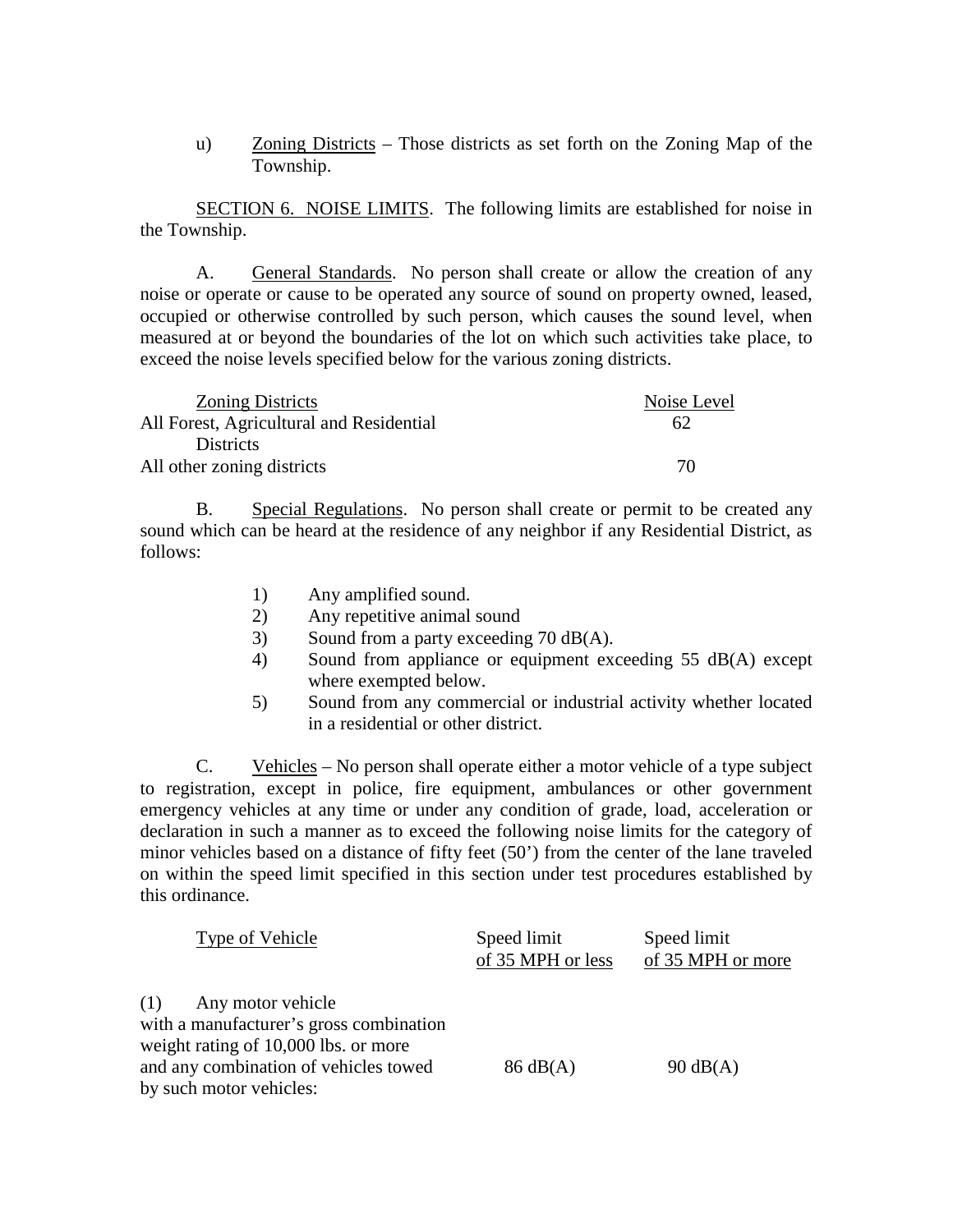u) Zoning Districts – Those districts as set forth on the Zoning Map of the Township.

SECTION 6. NOISE LIMITS. The following limits are established for noise in the Township.

A. General Standards. No person shall create or allow the creation of any noise or operate or cause to be operated any source of sound on property owned, leased, occupied or otherwise controlled by such person, which causes the sound level, when measured at or beyond the boundaries of the lot on which such activities take place, to exceed the noise levels specified below for the various zoning districts.

| Zoning Districts | Noise Level |
|---|---|
| All Forest, Agricultural and Residential Districts | 62 |
| All other zoning districts | 70 |

B. Special Regulations. No person shall create or permit to be created any sound which can be heard at the residence of any neighbor if any Residential District, as follows:

1) Any amplified sound.
2) Any repetitive animal sound
3) Sound from a party exceeding 70 dB(A).
4) Sound from appliance or equipment exceeding 55 dB(A) except where exempted below.
5) Sound from any commercial or industrial activity whether located in a residential or other district.

C. Vehicles – No person shall operate either a motor vehicle of a type subject to registration, except in police, fire equipment, ambulances or other government emergency vehicles at any time or under any condition of grade, load, acceleration or declaration in such a manner as to exceed the following noise limits for the category of minor vehicles based on a distance of fifty feet (50') from the center of the lane traveled on within the speed limit specified in this section under test procedures established by this ordinance.

| Type of Vehicle | Speed limit of 35 MPH or less | Speed limit of 35 MPH or more |
|---|---|---|
| (1) Any motor vehicle with a manufacturer's gross combination weight rating of 10,000 lbs. or more and any combination of vehicles towed by such motor vehicles: | 86 dB(A) | 90 dB(A) |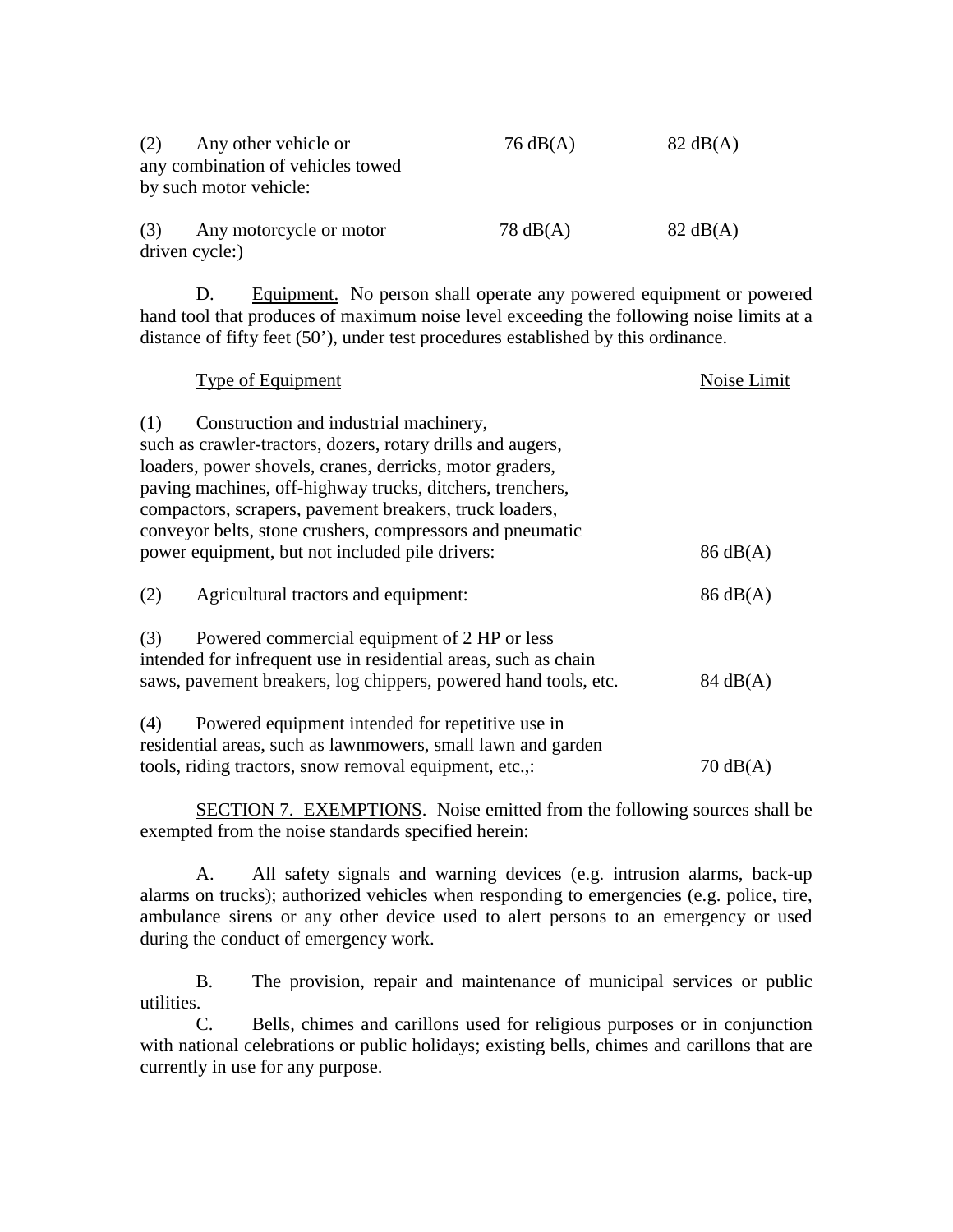| | | |
|---|---|---|
| (2) Any other vehicle or any combination of vehicles towed by such motor vehicle: | 76 dB(A) | 82 dB(A) |
| (3) Any motorcycle or motor driven cycle:) | 78 dB(A) | 82 dB(A) |

D. Equipment. No person shall operate any powered equipment or powered hand tool that produces of maximum noise level exceeding the following noise limits at a distance of fifty feet (50'), under test procedures established by this ordinance.

| Type of Equipment | Noise Limit |
|---|---|
| (1) Construction and industrial machinery, such as crawler-tractors, dozers, rotary drills and augers, loaders, power shovels, cranes, derricks, motor graders, paving machines, off-highway trucks, ditchers, trenchers, compactors, scrapers, pavement breakers, truck loaders, conveyor belts, stone crushers, compressors and pneumatic power equipment, but not included pile drivers: | 86 dB(A) |
| (2) Agricultural tractors and equipment: | 86 dB(A) |
| (3) Powered commercial equipment of 2 HP or less intended for infrequent use in residential areas, such as chain saws, pavement breakers, log chippers, powered hand tools, etc. | 84 dB(A) |
| (4) Powered equipment intended for repetitive use in residential areas, such as lawnmowers, small lawn and garden tools, riding tractors, snow removal equipment, etc.,: | 70 dB(A) |

SECTION 7. EXEMPTIONS. Noise emitted from the following sources shall be exempted from the noise standards specified herein:

A. All safety signals and warning devices (e.g. intrusion alarms, back-up alarms on trucks); authorized vehicles when responding to emergencies (e.g. police, tire, ambulance sirens or any other device used to alert persons to an emergency or used during the conduct of emergency work.

B. The provision, repair and maintenance of municipal services or public utilities.

C. Bells, chimes and carillons used for religious purposes or in conjunction with national celebrations or public holidays; existing bells, chimes and carillons that are currently in use for any purpose.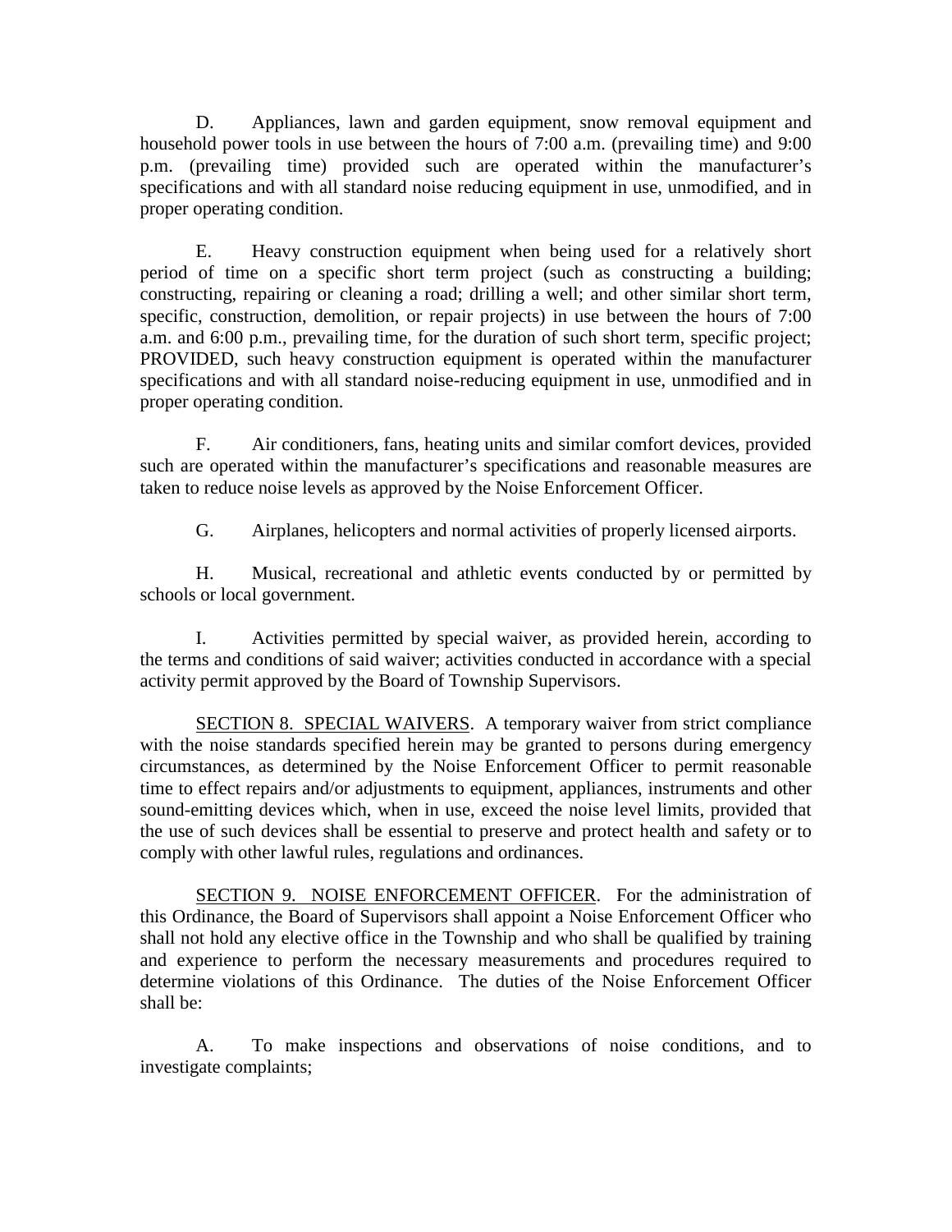D. Appliances, lawn and garden equipment, snow removal equipment and household power tools in use between the hours of 7:00 a.m. (prevailing time) and 9:00 p.m. (prevailing time) provided such are operated within the manufacturer's specifications and with all standard noise reducing equipment in use, unmodified, and in proper operating condition.

E. Heavy construction equipment when being used for a relatively short period of time on a specific short term project (such as constructing a building; constructing, repairing or cleaning a road; drilling a well; and other similar short term, specific, construction, demolition, or repair projects) in use between the hours of 7:00 a.m. and 6:00 p.m., prevailing time, for the duration of such short term, specific project; PROVIDED, such heavy construction equipment is operated within the manufacturer specifications and with all standard noise-reducing equipment in use, unmodified and in proper operating condition.

F. Air conditioners, fans, heating units and similar comfort devices, provided such are operated within the manufacturer's specifications and reasonable measures are taken to reduce noise levels as approved by the Noise Enforcement Officer.

G. Airplanes, helicopters and normal activities of properly licensed airports.

H. Musical, recreational and athletic events conducted by or permitted by schools or local government.

I. Activities permitted by special waiver, as provided herein, according to the terms and conditions of said waiver; activities conducted in accordance with a special activity permit approved by the Board of Township Supervisors.

<u>SECTION 8. SPECIAL WAIVERS</u>. A temporary waiver from strict compliance with the noise standards specified herein may be granted to persons during emergency circumstances, as determined by the Noise Enforcement Officer to permit reasonable time to effect repairs and/or adjustments to equipment, appliances, instruments and other sound-emitting devices which, when in use, exceed the noise level limits, provided that the use of such devices shall be essential to preserve and protect health and safety or to comply with other lawful rules, regulations and ordinances.

<u>SECTION 9. NOISE ENFORCEMENT OFFICER</u>. For the administration of this Ordinance, the Board of Supervisors shall appoint a Noise Enforcement Officer who shall not hold any elective office in the Township and who shall be qualified by training and experience to perform the necessary measurements and procedures required to determine violations of this Ordinance. The duties of the Noise Enforcement Officer shall be:

A. To make inspections and observations of noise conditions, and to investigate complaints;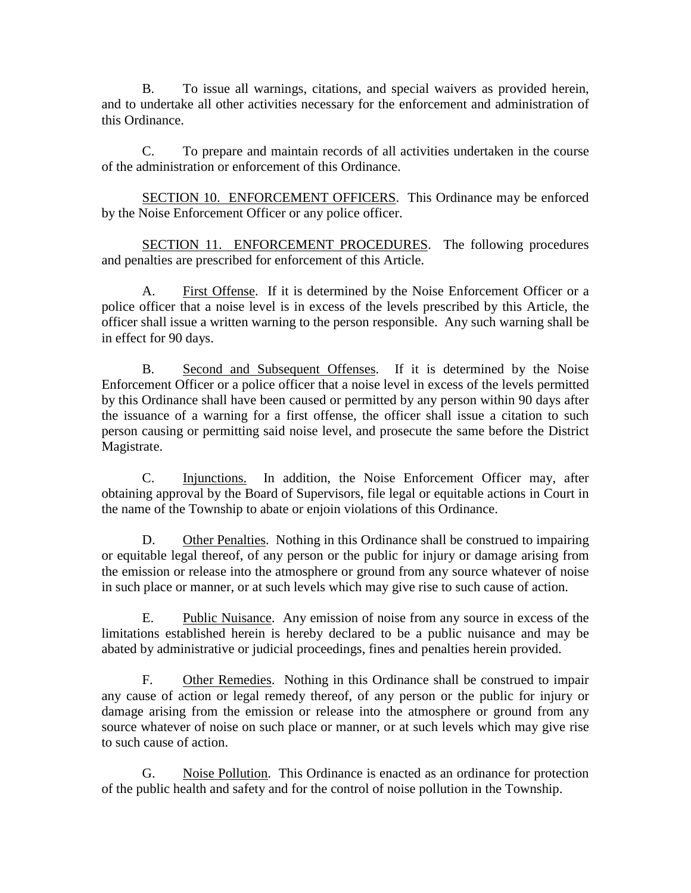B. To issue all warnings, citations, and special waivers as provided herein, and to undertake all other activities necessary for the enforcement and administration of this Ordinance.

C. To prepare and maintain records of all activities undertaken in the course of the administration or enforcement of this Ordinance.

SECTION 10. ENFORCEMENT OFFICERS. This Ordinance may be enforced by the Noise Enforcement Officer or any police officer.

SECTION 11. ENFORCEMENT PROCEDURES. The following procedures and penalties are prescribed for enforcement of this Article.

A. First Offense. If it is determined by the Noise Enforcement Officer or a police officer that a noise level is in excess of the levels prescribed by this Article, the officer shall issue a written warning to the person responsible. Any such warning shall be in effect for 90 days.

B. Second and Subsequent Offenses. If it is determined by the Noise Enforcement Officer or a police officer that a noise level in excess of the levels permitted by this Ordinance shall have been caused or permitted by any person within 90 days after the issuance of a warning for a first offense, the officer shall issue a citation to such person causing or permitting said noise level, and prosecute the same before the District Magistrate.

C. Injunctions. In addition, the Noise Enforcement Officer may, after obtaining approval by the Board of Supervisors, file legal or equitable actions in Court in the name of the Township to abate or enjoin violations of this Ordinance.

D. Other Penalties. Nothing in this Ordinance shall be construed to impairing or equitable legal thereof, of any person or the public for injury or damage arising from the emission or release into the atmosphere or ground from any source whatever of noise in such place or manner, or at such levels which may give rise to such cause of action.

E. Public Nuisance. Any emission of noise from any source in excess of the limitations established herein is hereby declared to be a public nuisance and may be abated by administrative or judicial proceedings, fines and penalties herein provided.

F. Other Remedies. Nothing in this Ordinance shall be construed to impair any cause of action or legal remedy thereof, of any person or the public for injury or damage arising from the emission or release into the atmosphere or ground from any source whatever of noise on such place or manner, or at such levels which may give rise to such cause of action.

G. Noise Pollution. This Ordinance is enacted as an ordinance for protection of the public health and safety and for the control of noise pollution in the Township.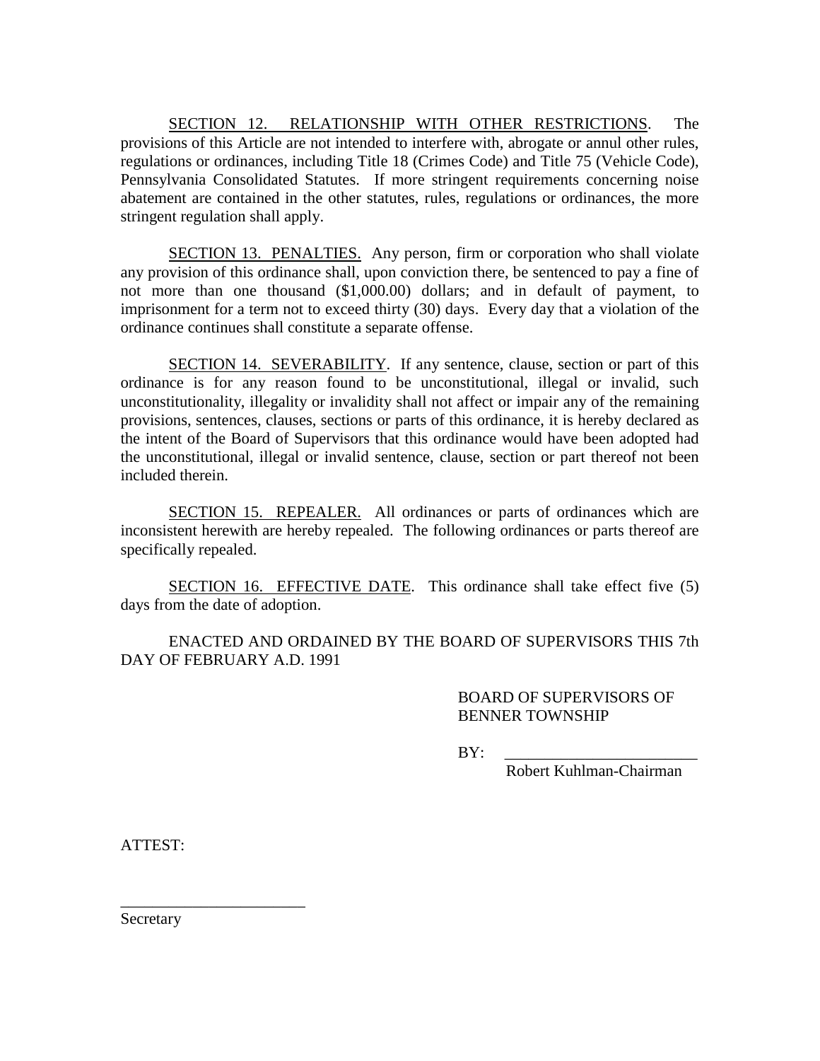SECTION 12. RELATIONSHIP WITH OTHER RESTRICTIONS. The provisions of this Article are not intended to interfere with, abrogate or annul other rules, regulations or ordinances, including Title 18 (Crimes Code) and Title 75 (Vehicle Code), Pennsylvania Consolidated Statutes. If more stringent requirements concerning noise abatement are contained in the other statutes, rules, regulations or ordinances, the more stringent regulation shall apply.

SECTION 13. PENALTIES. Any person, firm or corporation who shall violate any provision of this ordinance shall, upon conviction there, be sentenced to pay a fine of not more than one thousand ($1,000.00) dollars; and in default of payment, to imprisonment for a term not to exceed thirty (30) days. Every day that a violation of the ordinance continues shall constitute a separate offense.

SECTION 14. SEVERABILITY. If any sentence, clause, section or part of this ordinance is for any reason found to be unconstitutional, illegal or invalid, such unconstitutionality, illegality or invalidity shall not affect or impair any of the remaining provisions, sentences, clauses, sections or parts of this ordinance, it is hereby declared as the intent of the Board of Supervisors that this ordinance would have been adopted had the unconstitutional, illegal or invalid sentence, clause, section or part thereof not been included therein.

SECTION 15. REPEALER. All ordinances or parts of ordinances which are inconsistent herewith are hereby repealed. The following ordinances or parts thereof are specifically repealed.

SECTION 16. EFFECTIVE DATE. This ordinance shall take effect five (5) days from the date of adoption.

ENACTED AND ORDAINED BY THE BOARD OF SUPERVISORS THIS 7th DAY OF FEBRUARY A.D. 1991

BOARD OF SUPERVISORS OF
BENNER TOWNSHIP

BY: ________________________
Robert Kuhlman-Chairman

ATTEST:

________________________
Secretary